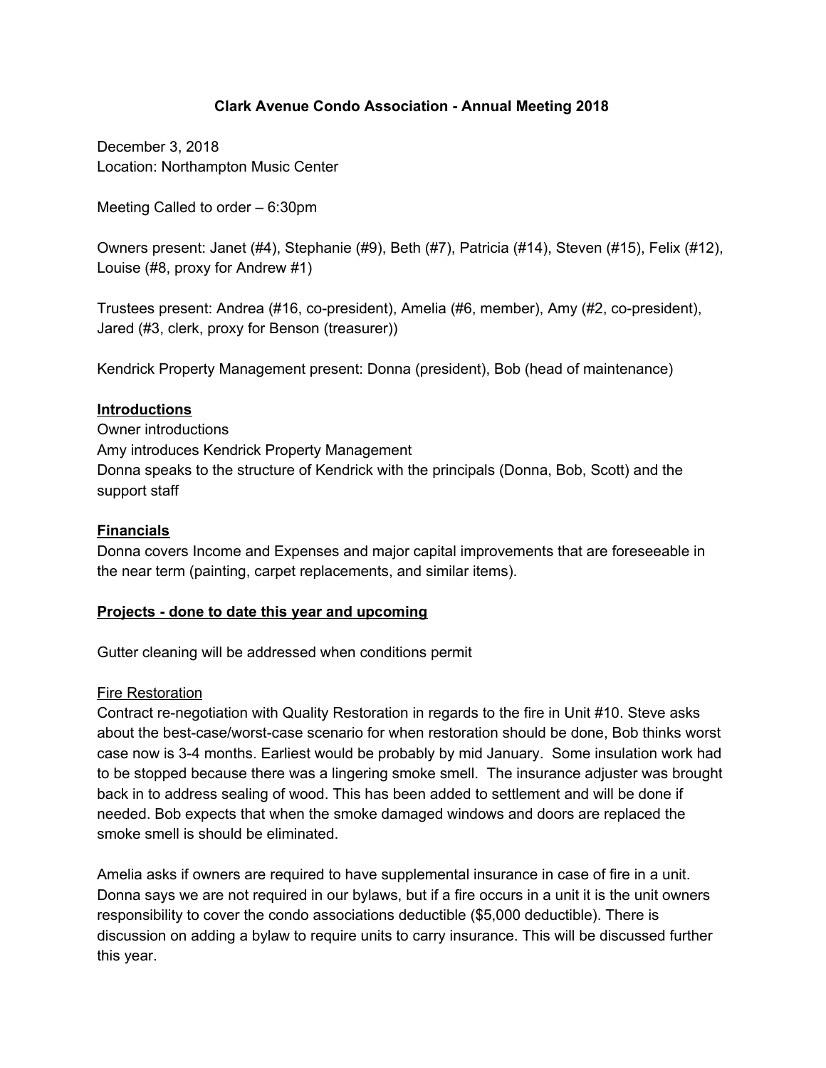**Clark Avenue Condo Association - Annual Meeting 2018**

December 3, 2018
Location: Northampton Music Center

Meeting Called to order – 6:30pm

Owners present: Janet (#4), Stephanie (#9), Beth (#7), Patricia (#14), Steven (#15), Felix (#12), Louise (#8, proxy for Andrew #1)

Trustees present: Andrea (#16, co-president), Amelia (#6, member), Amy (#2, co-president), Jared (#3, clerk, proxy for Benson (treasurer))

Kendrick Property Management present: Donna (president), Bob (head of maintenance)

**Introductions**

Owner introductions
Amy introduces Kendrick Property Management
Donna speaks to the structure of Kendrick with the principals (Donna, Bob, Scott) and the support staff

**Financials**

Donna covers Income and Expenses and major capital improvements that are foreseeable in the near term (painting, carpet replacements, and similar items).

**Projects - done to date this year and upcoming**

Gutter cleaning will be addressed when conditions permit

Fire Restoration

Contract re-negotiation with Quality Restoration in regards to the fire in Unit #10. Steve asks about the best-case/worst-case scenario for when restoration should be done, Bob thinks worst case now is 3-4 months. Earliest would be probably by mid January. Some insulation work had to be stopped because there was a lingering smoke smell. The insurance adjuster was brought back in to address sealing of wood. This has been added to settlement and will be done if needed. Bob expects that when the smoke damaged windows and doors are replaced the smoke smell is should be eliminated.

Amelia asks if owners are required to have supplemental insurance in case of fire in a unit. Donna says we are not required in our bylaws, but if a fire occurs in a unit it is the unit owners responsibility to cover the condo associations deductible ($5,000 deductible). There is discussion on adding a bylaw to require units to carry insurance. This will be discussed further this year.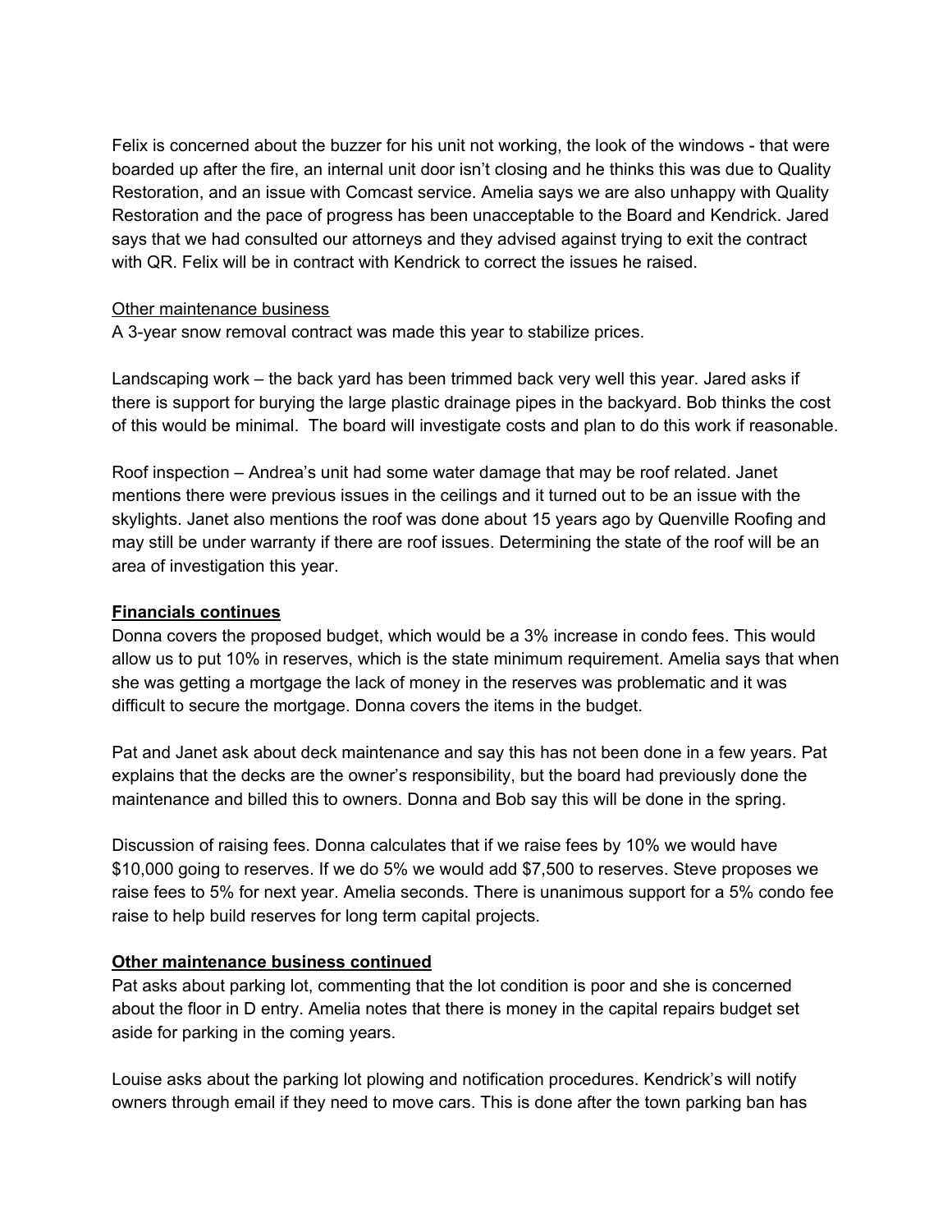Felix is concerned about the buzzer for his unit not working, the look of the windows - that were boarded up after the fire, an internal unit door isn't closing and he thinks this was due to Quality Restoration, and an issue with Comcast service. Amelia says we are also unhappy with Quality Restoration and the pace of progress has been unacceptable to the Board and Kendrick. Jared says that we had consulted our attorneys and they advised against trying to exit the contract with QR. Felix will be in contract with Kendrick to correct the issues he raised.

<u>Other maintenance business</u>

A 3-year snow removal contract was made this year to stabilize prices.

Landscaping work – the back yard has been trimmed back very well this year. Jared asks if there is support for burying the large plastic drainage pipes in the backyard. Bob thinks the cost of this would be minimal. The board will investigate costs and plan to do this work if reasonable.

Roof inspection – Andrea's unit had some water damage that may be roof related. Janet mentions there were previous issues in the ceilings and it turned out to be an issue with the skylights. Janet also mentions the roof was done about 15 years ago by Quenville Roofing and may still be under warranty if there are roof issues. Determining the state of the roof will be an area of investigation this year.

**<u>Financials continues</u>**

Donna covers the proposed budget, which would be a 3% increase in condo fees. This would allow us to put 10% in reserves, which is the state minimum requirement. Amelia says that when she was getting a mortgage the lack of money in the reserves was problematic and it was difficult to secure the mortgage. Donna covers the items in the budget.

Pat and Janet ask about deck maintenance and say this has not been done in a few years. Pat explains that the decks are the owner's responsibility, but the board had previously done the maintenance and billed this to owners. Donna and Bob say this will be done in the spring.

Discussion of raising fees. Donna calculates that if we raise fees by 10% we would have $10,000 going to reserves. If we do 5% we would add $7,500 to reserves. Steve proposes we raise fees to 5% for next year. Amelia seconds. There is unanimous support for a 5% condo fee raise to help build reserves for long term capital projects.

**<u>Other maintenance business continued</u>**

Pat asks about parking lot, commenting that the lot condition is poor and she is concerned about the floor in D entry. Amelia notes that there is money in the capital repairs budget set aside for parking in the coming years.

Louise asks about the parking lot plowing and notification procedures. Kendrick's will notify owners through email if they need to move cars. This is done after the town parking ban has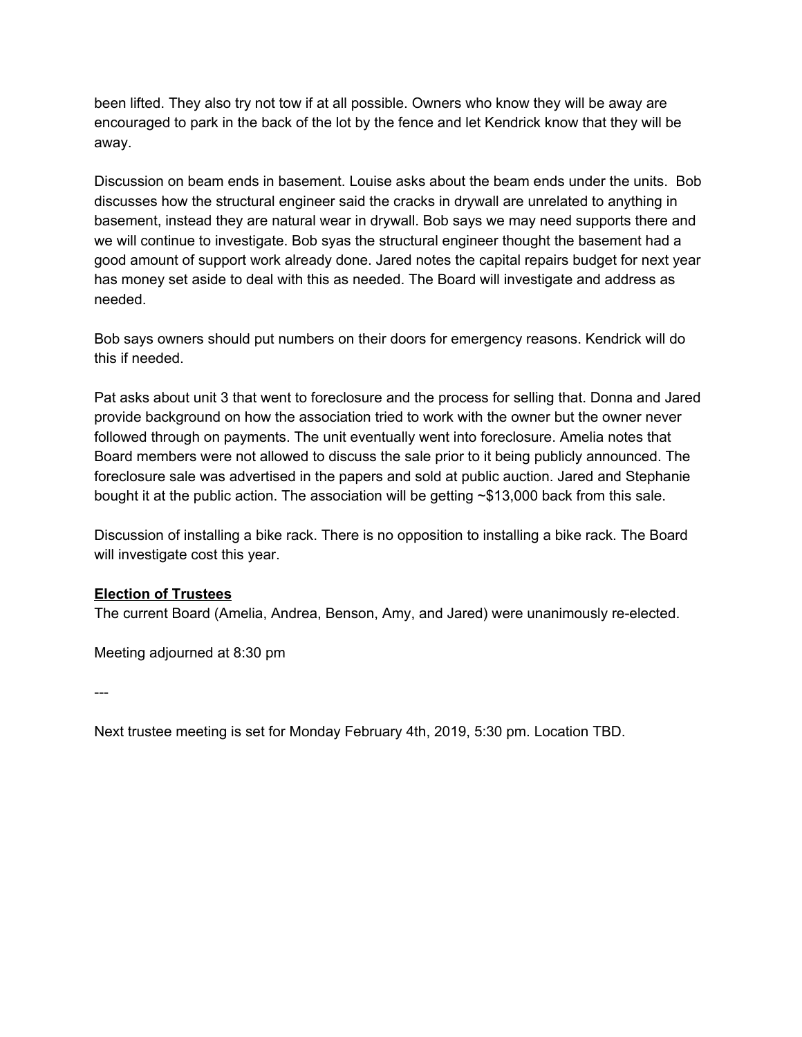been lifted. They also try not tow if at all possible. Owners who know they will be away are encouraged to park in the back of the lot by the fence and let Kendrick know that they will be away.

Discussion on beam ends in basement. Louise asks about the beam ends under the units. Bob discusses how the structural engineer said the cracks in drywall are unrelated to anything in basement, instead they are natural wear in drywall. Bob says we may need supports there and we will continue to investigate. Bob syas the structural engineer thought the basement had a good amount of support work already done. Jared notes the capital repairs budget for next year has money set aside to deal with this as needed. The Board will investigate and address as needed.

Bob says owners should put numbers on their doors for emergency reasons. Kendrick will do this if needed.

Pat asks about unit 3 that went to foreclosure and the process for selling that. Donna and Jared provide background on how the association tried to work with the owner but the owner never followed through on payments. The unit eventually went into foreclosure. Amelia notes that Board members were not allowed to discuss the sale prior to it being publicly announced. The foreclosure sale was advertised in the papers and sold at public auction. Jared and Stephanie bought it at the public action. The association will be getting ~$13,000 back from this sale.

Discussion of installing a bike rack. There is no opposition to installing a bike rack. The Board will investigate cost this year.

**Election of Trustees**

The current Board (Amelia, Andrea, Benson, Amy, and Jared) were unanimously re-elected.

Meeting adjourned at 8:30 pm

---

Next trustee meeting is set for Monday February 4th, 2019, 5:30 pm. Location TBD.